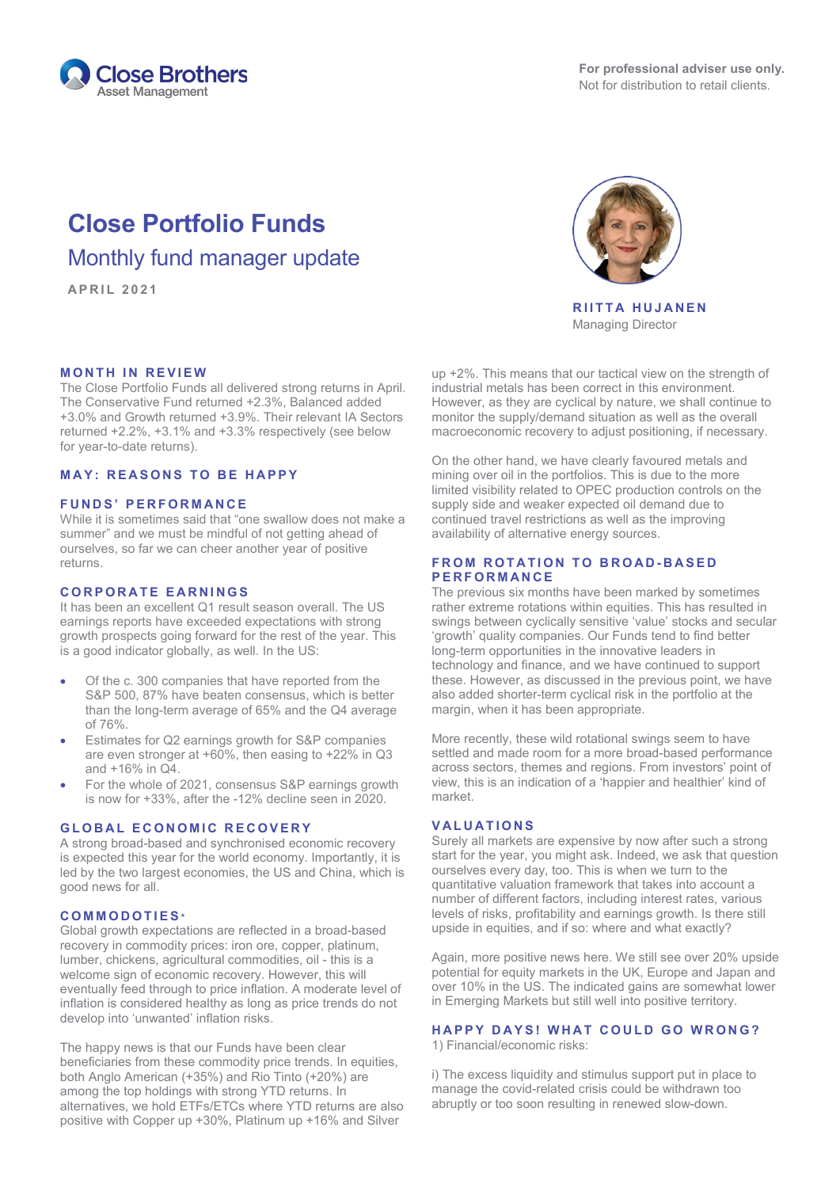Close Brothers Asset Management

**For professional adviser use only.**
Not for distribution to retail clients.

# Close Portfolio Funds

## Monthly fund manager update

APRIL 2021

**RIITTA HUJANEN**
Managing Director

### MONTH IN REVIEW

The Close Portfolio Funds all delivered strong returns in April. The Conservative Fund returned +2.3%, Balanced added +3.0% and Growth returned +3.9%. Their relevant IA Sectors returned +2.2%, +3.1% and +3.3% respectively (see below for year-to-date returns).

### MAY: REASONS TO BE HAPPY

### FUNDS' PERFORMANCE

While it is sometimes said that "one swallow does not make a summer" and we must be mindful of not getting ahead of ourselves, so far we can cheer another year of positive returns.

### CORPORATE EARNINGS

It has been an excellent Q1 result season overall. The US earnings reports have exceeded expectations with strong growth prospects going forward for the rest of the year. This is a good indicator globally, as well. In the US:

- Of the c. 300 companies that have reported from the S&P 500, 87% have beaten consensus, which is better than the long-term average of 65% and the Q4 average of 76%.
- Estimates for Q2 earnings growth for S&P companies are even stronger at +60%, then easing to +22% in Q3 and +16% in Q4.
- For the whole of 2021, consensus S&P earnings growth is now for +33%, after the -12% decline seen in 2020.

### GLOBAL ECONOMIC RECOVERY

A strong broad-based and synchronised economic recovery is expected this year for the world economy. Importantly, it is led by the two largest economies, the US and China, which is good news for all.

### COMMODOTIES*

Global growth expectations are reflected in a broad-based recovery in commodity prices: iron ore, copper, platinum, lumber, chickens, agricultural commodities, oil - this is a welcome sign of economic recovery. However, this will eventually feed through to price inflation. A moderate level of inflation is considered healthy as long as price trends do not develop into 'unwanted' inflation risks.

The happy news is that our Funds have been clear beneficiaries from these commodity price trends. In equities, both Anglo American (+35%) and Rio Tinto (+20%) are among the top holdings with strong YTD returns. In alternatives, we hold ETFs/ETCs where YTD returns are also positive with Copper up +30%, Platinum up +16% and Silver up +2%. This means that our tactical view on the strength of industrial metals has been correct in this environment. However, as they are cyclical by nature, we shall continue to monitor the supply/demand situation as well as the overall macroeconomic recovery to adjust positioning, if necessary.

On the other hand, we have clearly favoured metals and mining over oil in the portfolios. This is due to the more limited visibility related to OPEC production controls on the supply side and weaker expected oil demand due to continued travel restrictions as well as the improving availability of alternative energy sources.

### FROM ROTATION TO BROAD-BASED PERFORMANCE

The previous six months have been marked by sometimes rather extreme rotations within equities. This has resulted in swings between cyclically sensitive 'value' stocks and secular 'growth' quality companies. Our Funds tend to find better long-term opportunities in the innovative leaders in technology and finance, and we have continued to support these. However, as discussed in the previous point, we have also added shorter-term cyclical risk in the portfolio at the margin, when it has been appropriate.

More recently, these wild rotational swings seem to have settled and made room for a more broad-based performance across sectors, themes and regions. From investors' point of view, this is an indication of a 'happier and healthier' kind of market.

### VALUATIONS

Surely all markets are expensive by now after such a strong start for the year, you might ask. Indeed, we ask that question ourselves every day, too. This is when we turn to the quantitative valuation framework that takes into account a number of different factors, including interest rates, various levels of risks, profitability and earnings growth. Is there still upside in equities, and if so: where and what exactly?

Again, more positive news here. We still see over 20% upside potential for equity markets in the UK, Europe and Japan and over 10% in the US. The indicated gains are somewhat lower in Emerging Markets but still well into positive territory.

### HAPPY DAYS! WHAT COULD GO WRONG?

1) Financial/economic risks:

i) The excess liquidity and stimulus support put in place to manage the covid-related crisis could be withdrawn too abruptly or too soon resulting in renewed slow-down.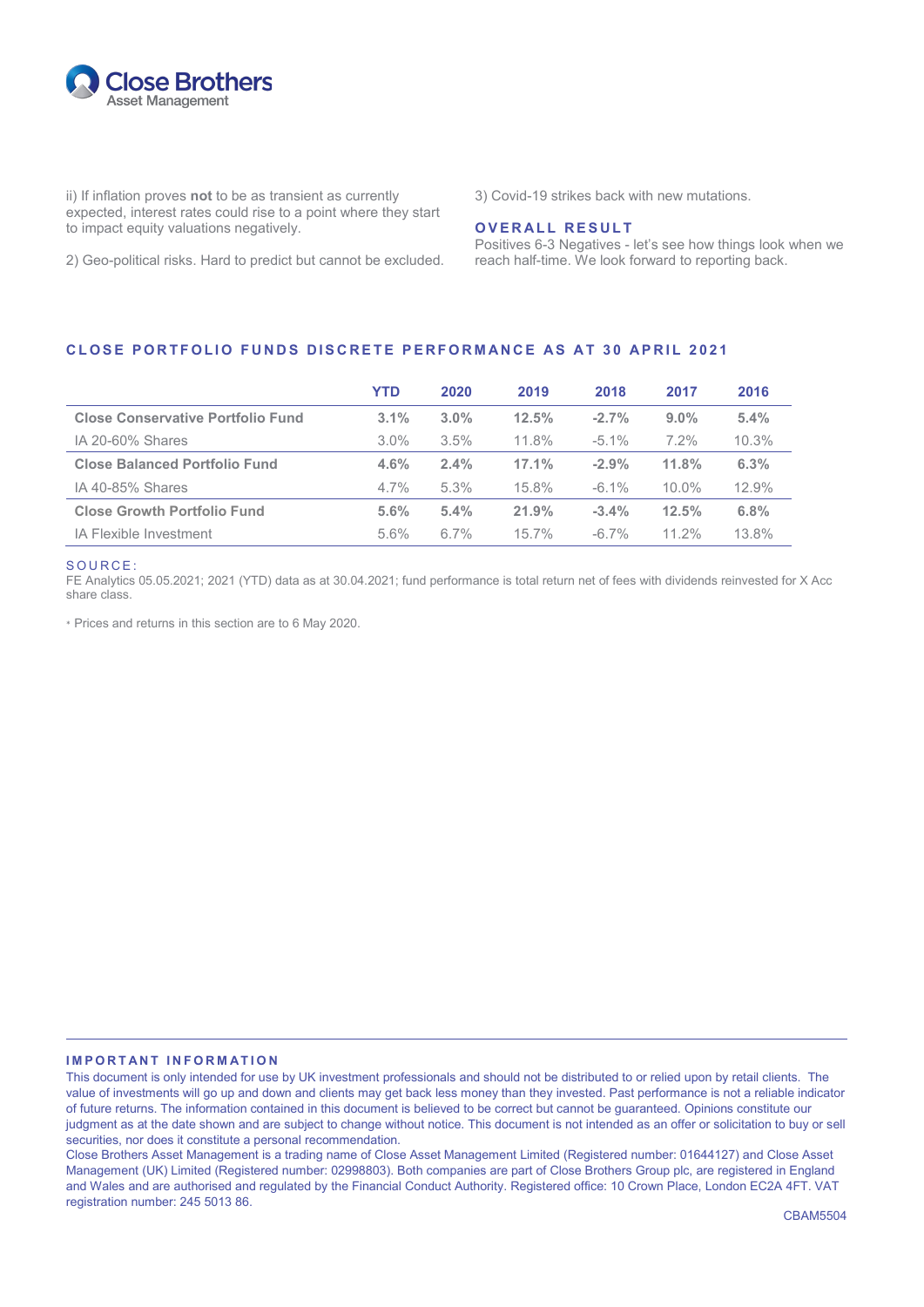ii) If inflation proves **not** to be as transient as currently expected, interest rates could rise to a point where they start to impact equity valuations negatively.

2) Geo-political risks. Hard to predict but cannot be excluded.

3) Covid-19 strikes back with new mutations.

## OVERALL RESULT

Positives 6-3 Negatives - let's see how things look when we reach half-time. We look forward to reporting back.

## CLOSE PORTFOLIO FUNDS DISCRETE PERFORMANCE AS AT 30 APRIL 2021

| | YTD | 2020 | 2019 | 2018 | 2017 | 2016 |
|---|---|---|---|---|---|---|
| **Close Conservative Portfolio Fund** | **3.1%** | **3.0%** | **12.5%** | **-2.7%** | **9.0%** | **5.4%** |
| IA 20-60% Shares | 3.0% | 3.5% | 11.8% | -5.1% | 7.2% | 10.3% |
| **Close Balanced Portfolio Fund** | **4.6%** | **2.4%** | **17.1%** | **-2.9%** | **11.8%** | **6.3%** |
| IA 40-85% Shares | 4.7% | 5.3% | 15.8% | -6.1% | 10.0% | 12.9% |
| **Close Growth Portfolio Fund** | **5.6%** | **5.4%** | **21.9%** | **-3.4%** | **12.5%** | **6.8%** |
| IA Flexible Investment | 5.6% | 6.7% | 15.7% | -6.7% | 11.2% | 13.8% |

SOURCE:
FE Analytics 05.05.2021; 2021 (YTD) data as at 30.04.2021; fund performance is total return net of fees with dividends reinvested for X Acc share class.

* Prices and returns in this section are to 6 May 2020.

## IMPORTANT INFORMATION

This document is only intended for use by UK investment professionals and should not be distributed to or relied upon by retail clients. The value of investments will go up and down and clients may get back less money than they invested. Past performance is not a reliable indicator of future returns. The information contained in this document is believed to be correct but cannot be guaranteed. Opinions constitute our judgment as at the date shown and are subject to change without notice. This document is not intended as an offer or solicitation to buy or sell securities, nor does it constitute a personal recommendation.

Close Brothers Asset Management is a trading name of Close Asset Management Limited (Registered number: 01644127) and Close Asset Management (UK) Limited (Registered number: 02998803). Both companies are part of Close Brothers Group plc, are registered in England and Wales and are authorised and regulated by the Financial Conduct Authority. Registered office: 10 Crown Place, London EC2A 4FT. VAT registration number: 245 5013 86.

CBAM5504